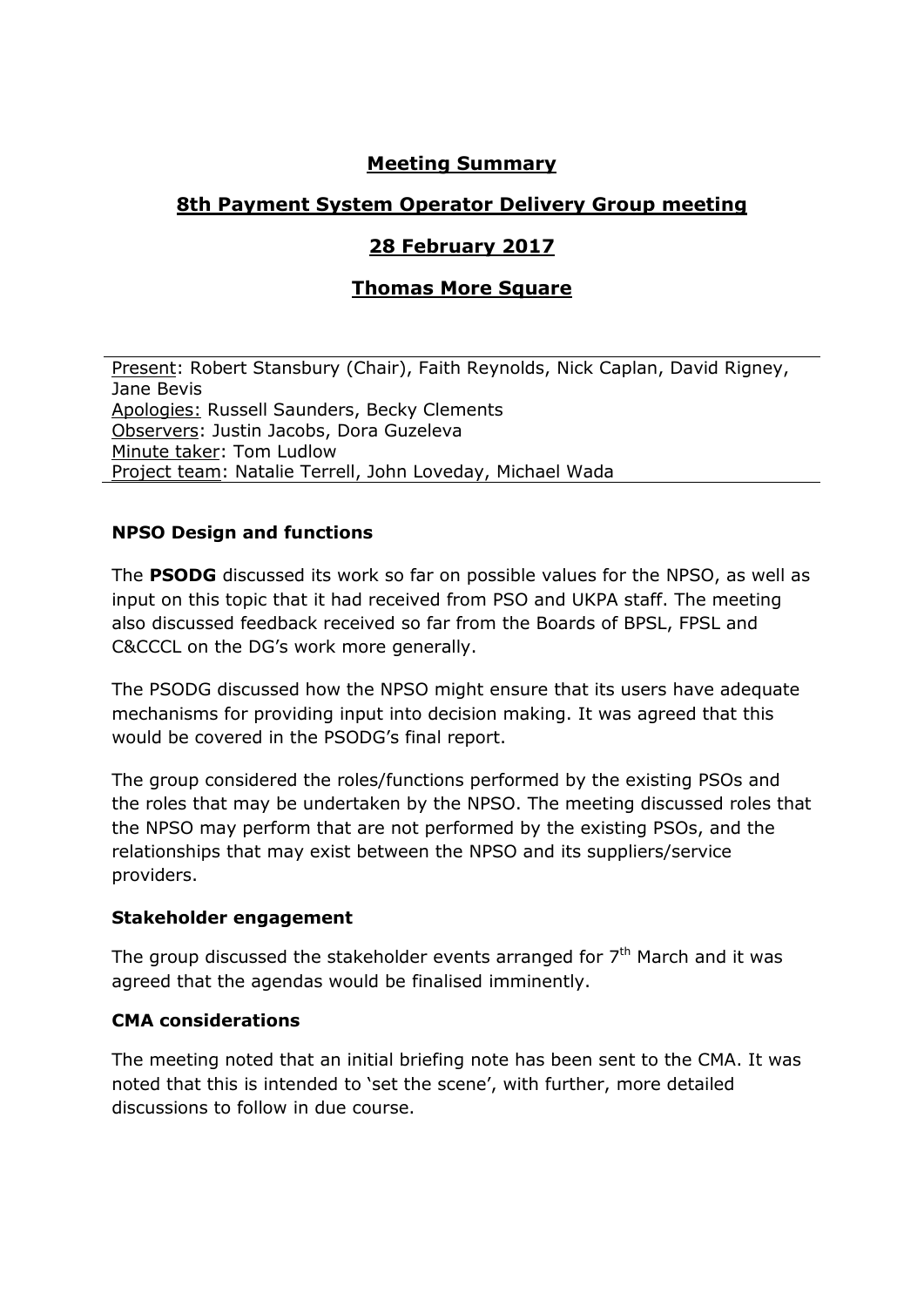# Meeting Summary

## 8th Payment System Operator Delivery Group meeting

## 28 February 2017

## Thomas More Square

Present: Robert Stansbury (Chair), Faith Reynolds, Nick Caplan, David Rigney, Jane Bevis
Apologies: Russell Saunders, Becky Clements
Observers: Justin Jacobs, Dora Guzeleva
Minute taker: Tom Ludlow
Project team: Natalie Terrell, John Loveday, Michael Wada

**NPSO Design and functions**

The **PSODG** discussed its work so far on possible values for the NPSO, as well as input on this topic that it had received from PSO and UKPA staff. The meeting also discussed feedback received so far from the Boards of BPSL, FPSL and C&CCCL on the DG's work more generally.

The PSODG discussed how the NPSO might ensure that its users have adequate mechanisms for providing input into decision making. It was agreed that this would be covered in the PSODG's final report.

The group considered the roles/functions performed by the existing PSOs and the roles that may be undertaken by the NPSO. The meeting discussed roles that the NPSO may perform that are not performed by the existing PSOs, and the relationships that may exist between the NPSO and its suppliers/service providers.

**Stakeholder engagement**

The group discussed the stakeholder events arranged for 7th March and it was agreed that the agendas would be finalised imminently.

**CMA considerations**

The meeting noted that an initial briefing note has been sent to the CMA. It was noted that this is intended to 'set the scene', with further, more detailed discussions to follow in due course.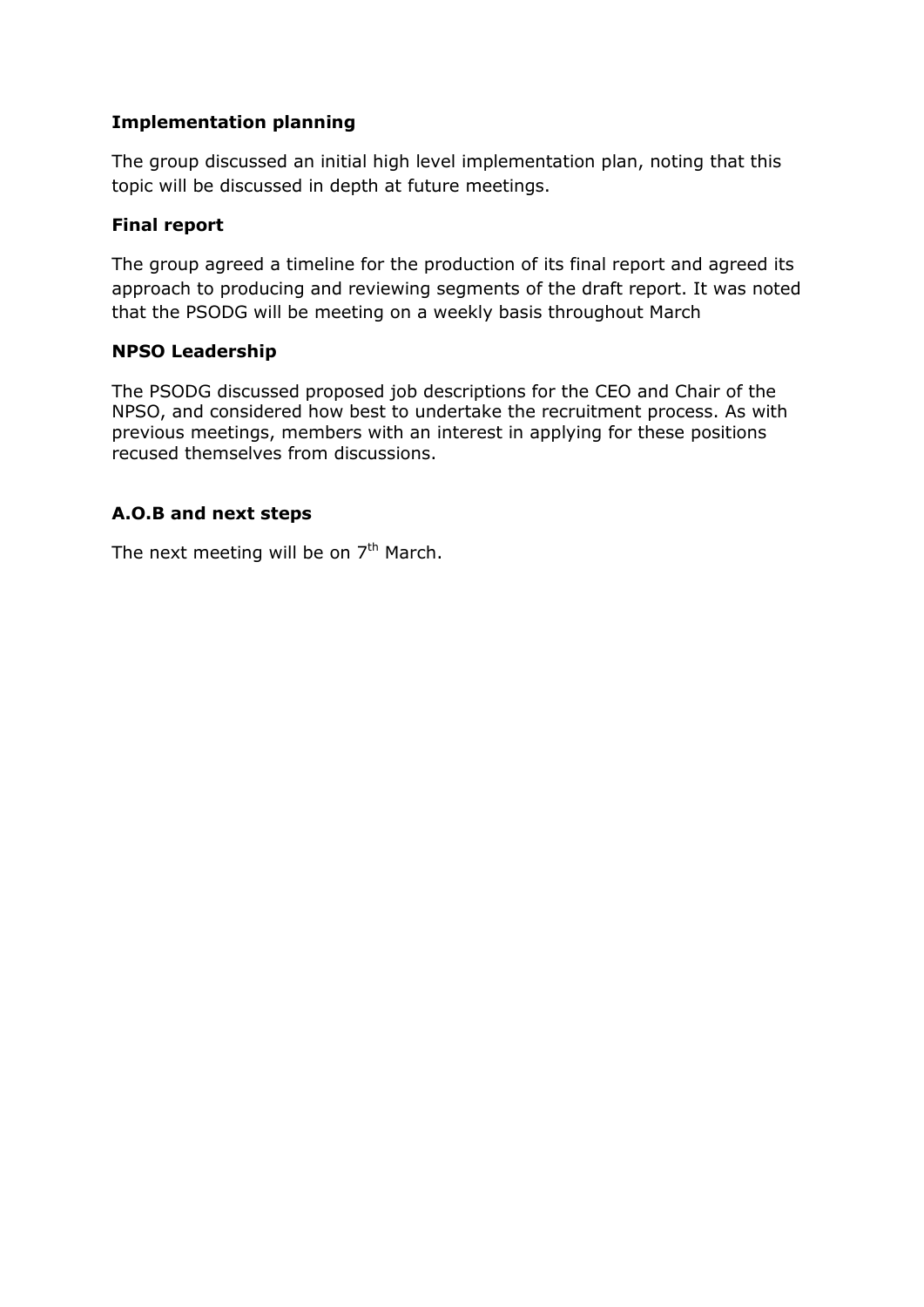**Implementation planning**

The group discussed an initial high level implementation plan, noting that this topic will be discussed in depth at future meetings.

**Final report**

The group agreed a timeline for the production of its final report and agreed its approach to producing and reviewing segments of the draft report. It was noted that the PSODG will be meeting on a weekly basis throughout March

**NPSO Leadership**

The PSODG discussed proposed job descriptions for the CEO and Chair of the NPSO, and considered how best to undertake the recruitment process. As with previous meetings, members with an interest in applying for these positions recused themselves from discussions.

**A.O.B and next steps**

The next meeting will be on 7th March.